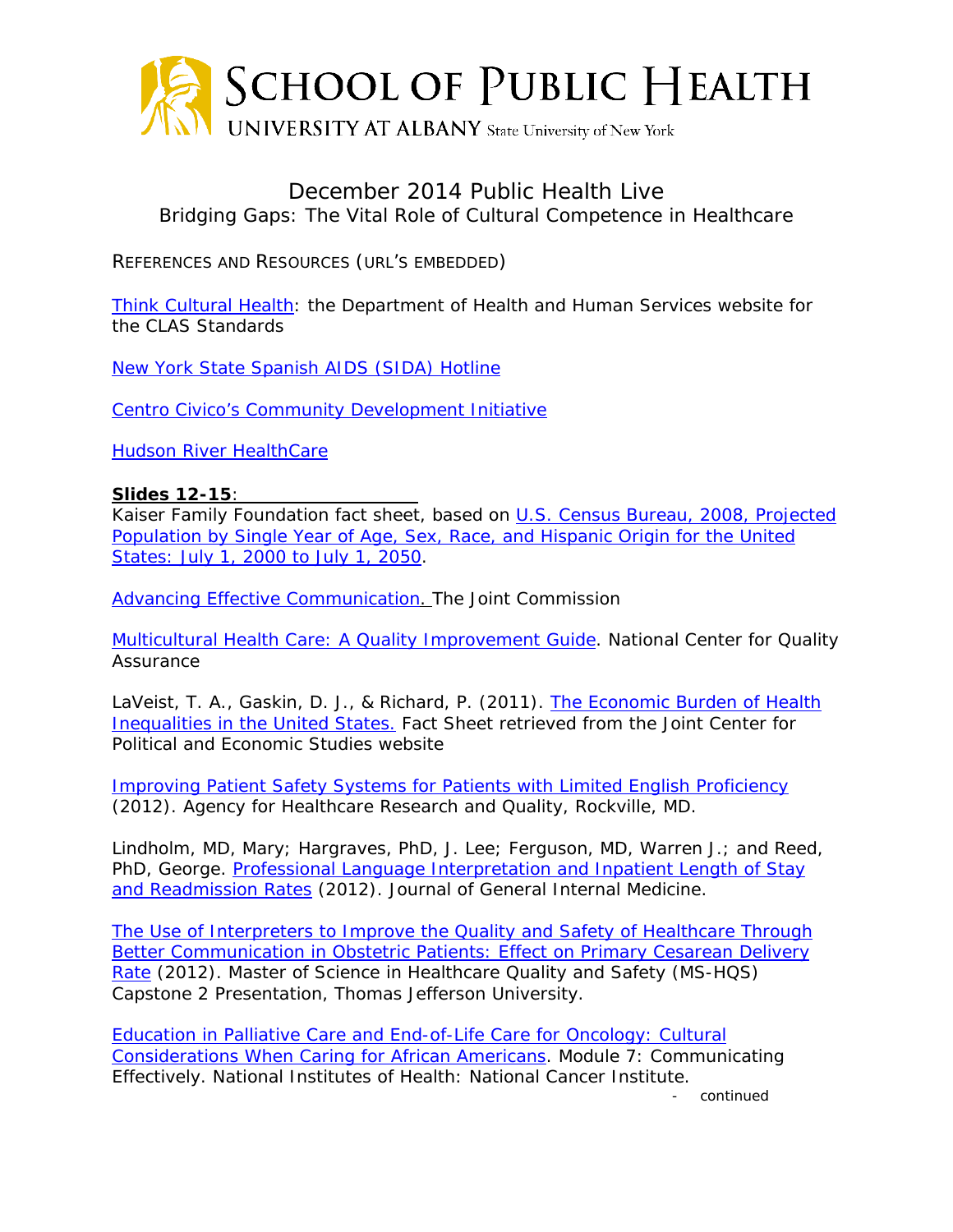# SCHOOL OF PUBLIC HEALTH

UNIVERSITY AT ALBANY State University of New York

## December 2014 Public Health Live

### Bridging Gaps: The Vital Role of Cultural Competence in Healthcare

REFERENCES AND RESOURCES (URL'S EMBEDDED)

Think Cultural Health: the Department of Health and Human Services website for the CLAS Standards

New York State Spanish AIDS (SIDA) Hotline

Centro Civico's Community Development Initiative

Hudson River HealthCare

**Slides 12-15**:

Kaiser Family Foundation fact sheet, based on U.S. Census Bureau, 2008, Projected Population by Single Year of Age, Sex, Race, and Hispanic Origin for the United States: July 1, 2000 to July 1, 2050.

Advancing Effective Communication. The Joint Commission

Multicultural Health Care: A Quality Improvement Guide. National Center for Quality Assurance

LaVeist, T. A., Gaskin, D. J., & Richard, P. (2011). The Economic Burden of Health Inequalities in the United States. Fact Sheet retrieved from the Joint Center for Political and Economic Studies website

Improving Patient Safety Systems for Patients with Limited English Proficiency (2012). Agency for Healthcare Research and Quality, Rockville, MD.

Lindholm, MD, Mary; Hargraves, PhD, J. Lee; Ferguson, MD, Warren J.; and Reed, PhD, George. Professional Language Interpretation and Inpatient Length of Stay and Readmission Rates (2012). Journal of General Internal Medicine.

The Use of Interpreters to Improve the Quality and Safety of Healthcare Through Better Communication in Obstetric Patients: Effect on Primary Cesarean Delivery Rate (2012). Master of Science in Healthcare Quality and Safety (MS-HQS) Capstone 2 Presentation, Thomas Jefferson University.

Education in Palliative Care and End-of-Life Care for Oncology: Cultural Considerations When Caring for African Americans. Module 7: Communicating Effectively. National Institutes of Health: National Cancer Institute.

- continued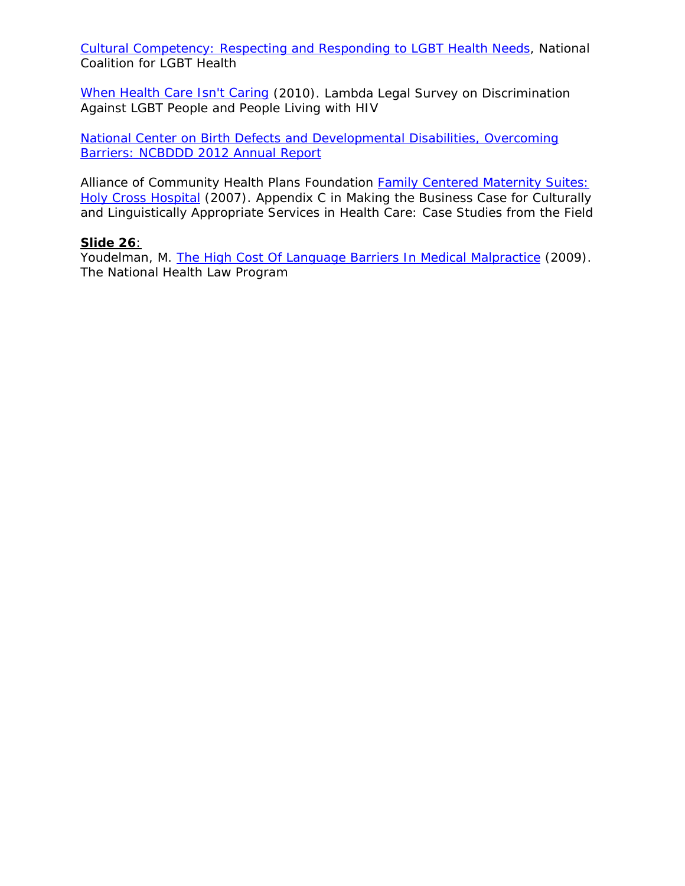Cultural Competency: Respecting and Responding to LGBT Health Needs, National Coalition for LGBT Health

When Health Care Isn't Caring (2010). Lambda Legal Survey on Discrimination Against LGBT People and People Living with HIV

National Center on Birth Defects and Developmental Disabilities, Overcoming Barriers: NCBDDD 2012 Annual Report

Alliance of Community Health Plans Foundation Family Centered Maternity Suites: Holy Cross Hospital (2007). Appendix C in Making the Business Case for Culturally and Linguistically Appropriate Services in Health Care: Case Studies from the Field

**Slide 26**:
Youdelman, M. The High Cost Of Language Barriers In Medical Malpractice (2009). The National Health Law Program